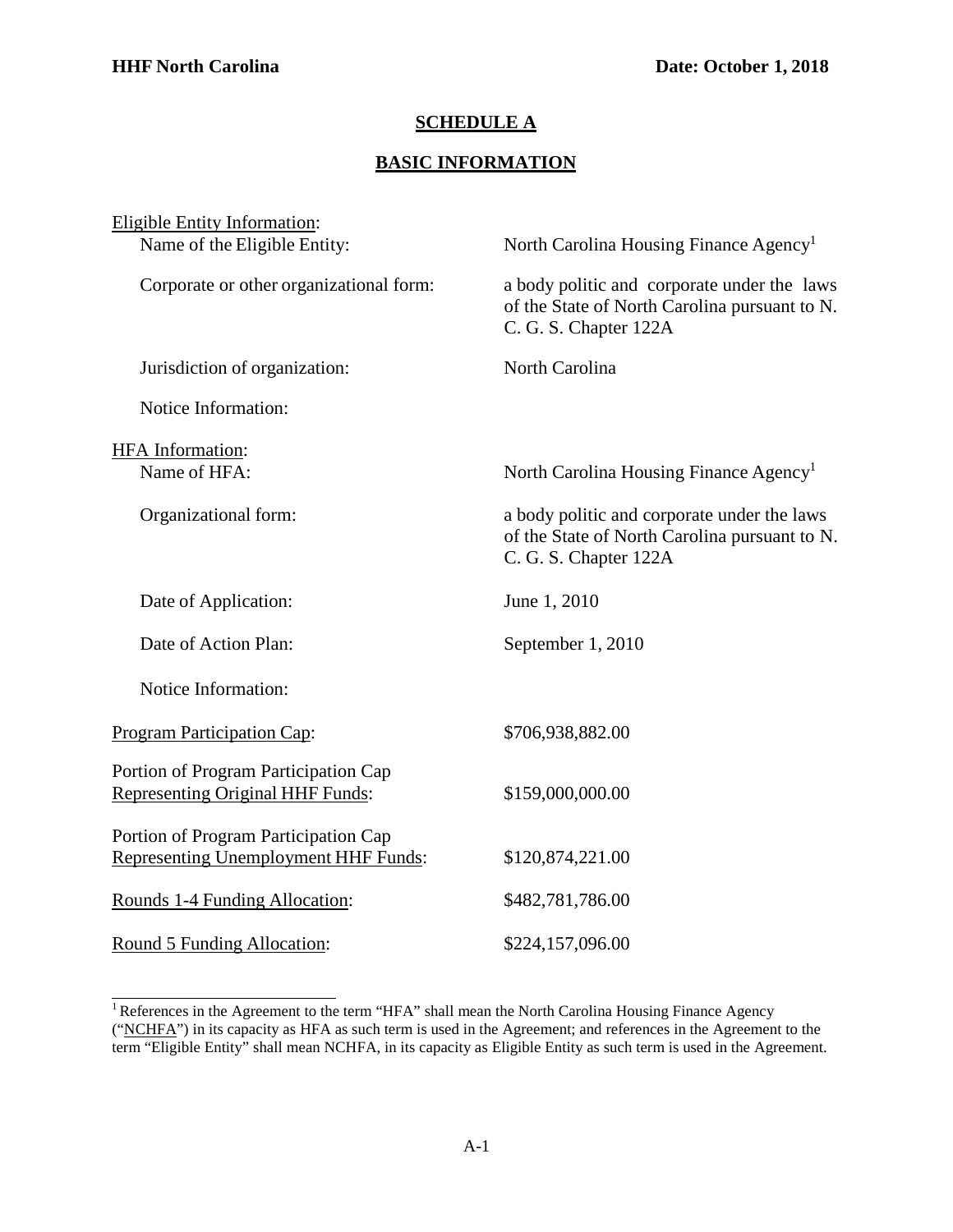## SCHEDULE A

## BASIC INFORMATION

| | |
|---|---|
| Eligible Entity Information: | |
| Name of the Eligible Entity: | North Carolina Housing Finance Agency[1] |
| Corporate or other organizational form: | a body politic and corporate under the laws of the State of North Carolina pursuant to N. C. G. S. Chapter 122A |
| Jurisdiction of organization: | North Carolina |
| Notice Information: | |
| HFA Information: | |
| Name of HFA: | North Carolina Housing Finance Agency[1] |
| Organizational form: | a body politic and corporate under the laws of the State of North Carolina pursuant to N. C. G. S. Chapter 122A |
| Date of Application: | June 1, 2010 |
| Date of Action Plan: | September 1, 2010 |
| Notice Information: | |
| Program Participation Cap: | $706,938,882.00 |
| Portion of Program Participation Cap Representing Original HHF Funds: | $159,000,000.00 |
| Portion of Program Participation Cap Representing Unemployment HHF Funds: | $120,874,221.00 |
| Rounds 1-4 Funding Allocation: | $482,781,786.00 |
| Round 5 Funding Allocation: | $224,157,096.00 |

[1] References in the Agreement to the term "HFA" shall mean the North Carolina Housing Finance Agency ("NCHFA") in its capacity as HFA as such term is used in the Agreement; and references in the Agreement to the term "Eligible Entity" shall mean NCHFA, in its capacity as Eligible Entity as such term is used in the Agreement.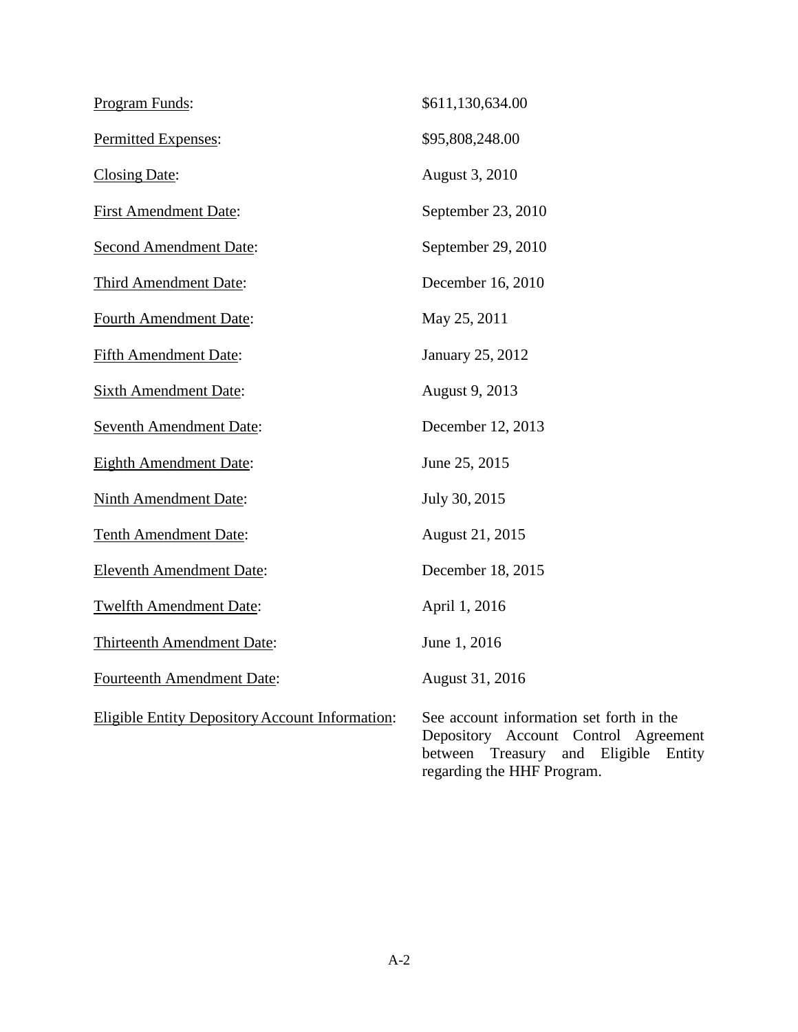| | |
|---|---|
| Program Funds: | $611,130,634.00 |
| Permitted Expenses: | $95,808,248.00 |
| Closing Date: | August 3, 2010 |
| First Amendment Date: | September 23, 2010 |
| Second Amendment Date: | September 29, 2010 |
| Third Amendment Date: | December 16, 2010 |
| Fourth Amendment Date: | May 25, 2011 |
| Fifth Amendment Date: | January 25, 2012 |
| Sixth Amendment Date: | August 9, 2013 |
| Seventh Amendment Date: | December 12, 2013 |
| Eighth Amendment Date: | June 25, 2015 |
| Ninth Amendment Date: | July 30, 2015 |
| Tenth Amendment Date: | August 21, 2015 |
| Eleventh Amendment Date: | December 18, 2015 |
| Twelfth Amendment Date: | April 1, 2016 |
| Thirteenth Amendment Date: | June 1, 2016 |
| Fourteenth Amendment Date: | August 31, 2016 |
| Eligible Entity Depository Account Information: | See account information set forth in the Depository Account Control Agreement between Treasury and Eligible Entity regarding the HHF Program. |